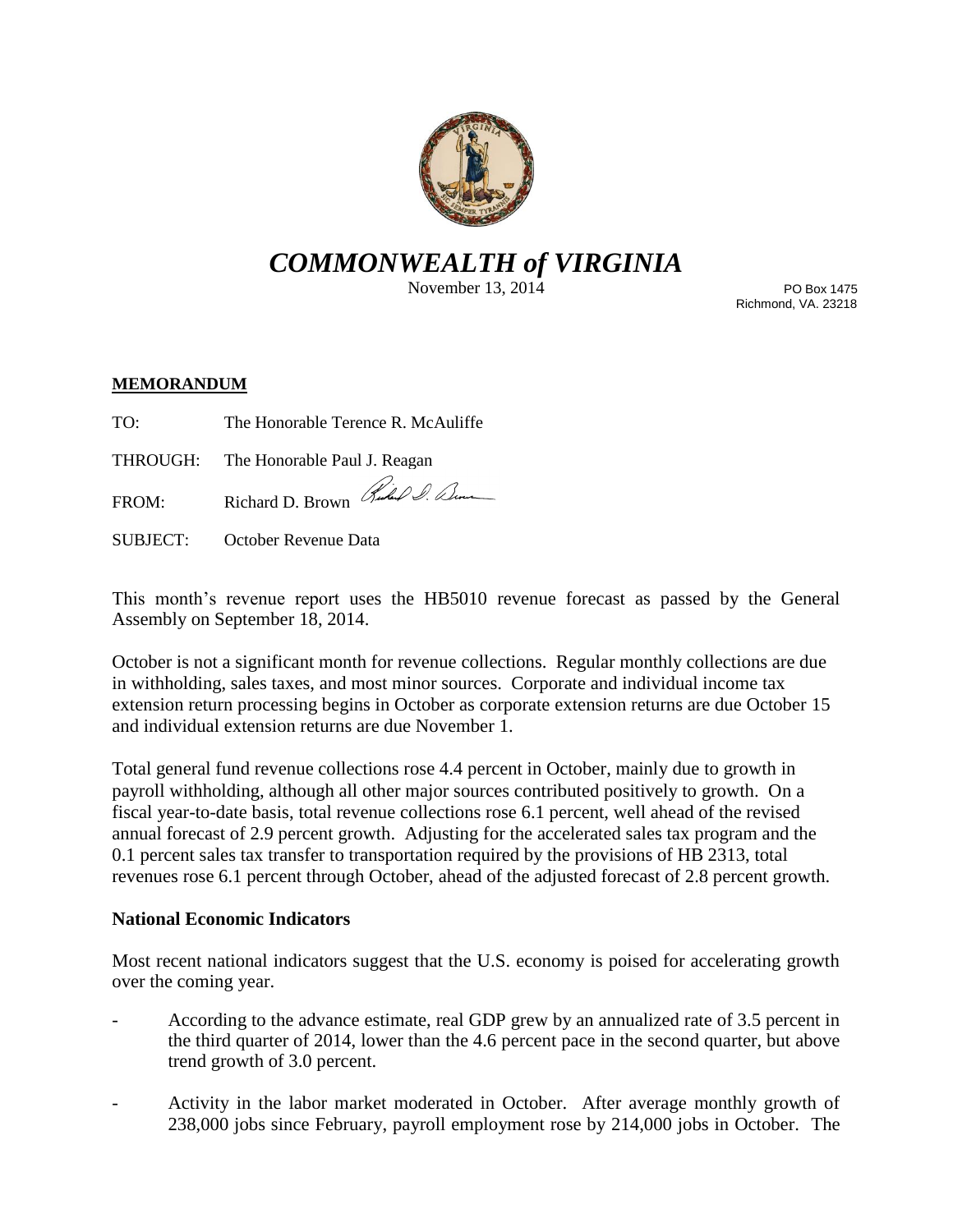# *COMMONWEALTH of VIRGINIA*

November 13, 2014

PO Box 1475
Richmond, VA. 23218

**MEMORANDUM**

TO: The Honorable Terence R. McAuliffe

THROUGH: The Honorable Paul J. Reagan

FROM: Richard D. Brown

SUBJECT: October Revenue Data

This month's revenue report uses the HB5010 revenue forecast as passed by the General Assembly on September 18, 2014.

October is not a significant month for revenue collections. Regular monthly collections are due in withholding, sales taxes, and most minor sources. Corporate and individual income tax extension return processing begins in October as corporate extension returns are due October 15 and individual extension returns are due November 1.

Total general fund revenue collections rose 4.4 percent in October, mainly due to growth in payroll withholding, although all other major sources contributed positively to growth. On a fiscal year-to-date basis, total revenue collections rose 6.1 percent, well ahead of the revised annual forecast of 2.9 percent growth. Adjusting for the accelerated sales tax program and the 0.1 percent sales tax transfer to transportation required by the provisions of HB 2313, total revenues rose 6.1 percent through October, ahead of the adjusted forecast of 2.8 percent growth.

**National Economic Indicators**

Most recent national indicators suggest that the U.S. economy is poised for accelerating growth over the coming year.

- According to the advance estimate, real GDP grew by an annualized rate of 3.5 percent in the third quarter of 2014, lower than the 4.6 percent pace in the second quarter, but above trend growth of 3.0 percent.

- Activity in the labor market moderated in October. After average monthly growth of 238,000 jobs since February, payroll employment rose by 214,000 jobs in October. The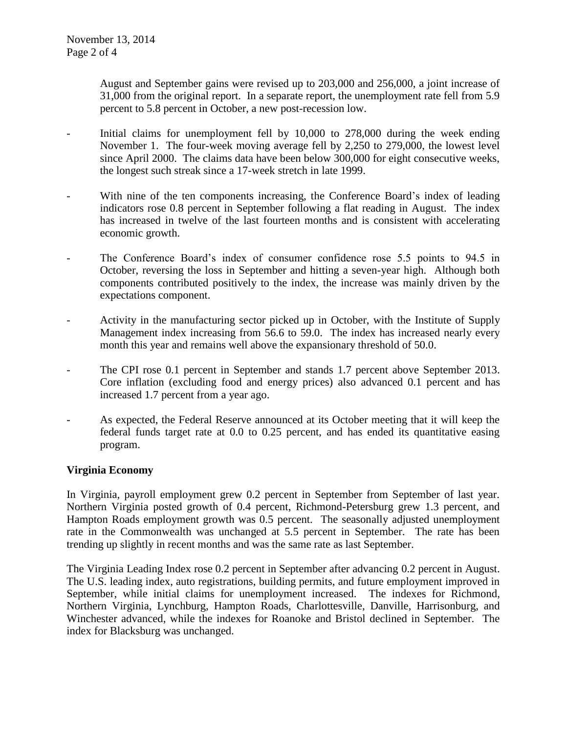August and September gains were revised up to 203,000 and 256,000, a joint increase of 31,000 from the original report. In a separate report, the unemployment rate fell from 5.9 percent to 5.8 percent in October, a new post-recession low.

- Initial claims for unemployment fell by 10,000 to 278,000 during the week ending November 1. The four-week moving average fell by 2,250 to 279,000, the lowest level since April 2000. The claims data have been below 300,000 for eight consecutive weeks, the longest such streak since a 17-week stretch in late 1999.

- With nine of the ten components increasing, the Conference Board's index of leading indicators rose 0.8 percent in September following a flat reading in August. The index has increased in twelve of the last fourteen months and is consistent with accelerating economic growth.

- The Conference Board's index of consumer confidence rose 5.5 points to 94.5 in October, reversing the loss in September and hitting a seven-year high. Although both components contributed positively to the index, the increase was mainly driven by the expectations component.

- Activity in the manufacturing sector picked up in October, with the Institute of Supply Management index increasing from 56.6 to 59.0. The index has increased nearly every month this year and remains well above the expansionary threshold of 50.0.

- The CPI rose 0.1 percent in September and stands 1.7 percent above September 2013. Core inflation (excluding food and energy prices) also advanced 0.1 percent and has increased 1.7 percent from a year ago.

- As expected, the Federal Reserve announced at its October meeting that it will keep the federal funds target rate at 0.0 to 0.25 percent, and has ended its quantitative easing program.

**Virginia Economy**

In Virginia, payroll employment grew 0.2 percent in September from September of last year. Northern Virginia posted growth of 0.4 percent, Richmond-Petersburg grew 1.3 percent, and Hampton Roads employment growth was 0.5 percent. The seasonally adjusted unemployment rate in the Commonwealth was unchanged at 5.5 percent in September. The rate has been trending up slightly in recent months and was the same rate as last September.

The Virginia Leading Index rose 0.2 percent in September after advancing 0.2 percent in August. The U.S. leading index, auto registrations, building permits, and future employment improved in September, while initial claims for unemployment increased. The indexes for Richmond, Northern Virginia, Lynchburg, Hampton Roads, Charlottesville, Danville, Harrisonburg, and Winchester advanced, while the indexes for Roanoke and Bristol declined in September. The index for Blacksburg was unchanged.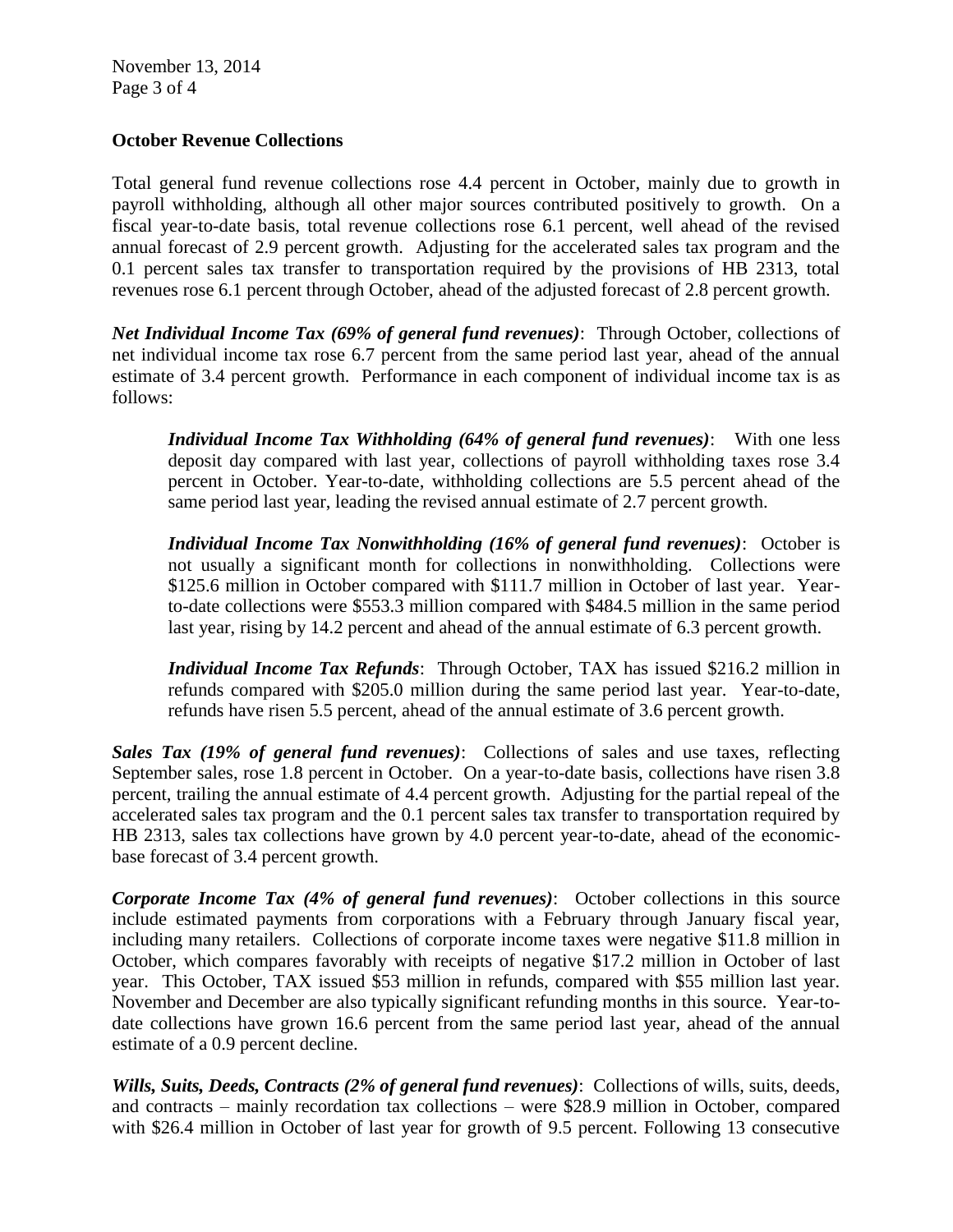**October Revenue Collections**

Total general fund revenue collections rose 4.4 percent in October, mainly due to growth in payroll withholding, although all other major sources contributed positively to growth. On a fiscal year-to-date basis, total revenue collections rose 6.1 percent, well ahead of the revised annual forecast of 2.9 percent growth. Adjusting for the accelerated sales tax program and the 0.1 percent sales tax transfer to transportation required by the provisions of HB 2313, total revenues rose 6.1 percent through October, ahead of the adjusted forecast of 2.8 percent growth.

***Net Individual Income Tax (69% of general fund revenues)***: Through October, collections of net individual income tax rose 6.7 percent from the same period last year, ahead of the annual estimate of 3.4 percent growth. Performance in each component of individual income tax is as follows:

> ***Individual Income Tax Withholding (64% of general fund revenues)***: With one less deposit day compared with last year, collections of payroll withholding taxes rose 3.4 percent in October. Year-to-date, withholding collections are 5.5 percent ahead of the same period last year, leading the revised annual estimate of 2.7 percent growth.
>
> ***Individual Income Tax Nonwithholding (16% of general fund revenues)***: October is not usually a significant month for collections in nonwithholding. Collections were $125.6 million in October compared with $111.7 million in October of last year. Year-to-date collections were $553.3 million compared with $484.5 million in the same period last year, rising by 14.2 percent and ahead of the annual estimate of 6.3 percent growth.
>
> ***Individual Income Tax Refunds***: Through October, TAX has issued $216.2 million in refunds compared with $205.0 million during the same period last year. Year-to-date, refunds have risen 5.5 percent, ahead of the annual estimate of 3.6 percent growth.

***Sales Tax (19% of general fund revenues)***: Collections of sales and use taxes, reflecting September sales, rose 1.8 percent in October. On a year-to-date basis, collections have risen 3.8 percent, trailing the annual estimate of 4.4 percent growth. Adjusting for the partial repeal of the accelerated sales tax program and the 0.1 percent sales tax transfer to transportation required by HB 2313, sales tax collections have grown by 4.0 percent year-to-date, ahead of the economic-base forecast of 3.4 percent growth.

***Corporate Income Tax (4% of general fund revenues)***: October collections in this source include estimated payments from corporations with a February through January fiscal year, including many retailers. Collections of corporate income taxes were negative $11.8 million in October, which compares favorably with receipts of negative $17.2 million in October of last year. This October, TAX issued $53 million in refunds, compared with $55 million last year. November and December are also typically significant refunding months in this source. Year-to-date collections have grown 16.6 percent from the same period last year, ahead of the annual estimate of a 0.9 percent decline.

***Wills, Suits, Deeds, Contracts (2% of general fund revenues)***: Collections of wills, suits, deeds, and contracts – mainly recordation tax collections – were $28.9 million in October, compared with $26.4 million in October of last year for growth of 9.5 percent. Following 13 consecutive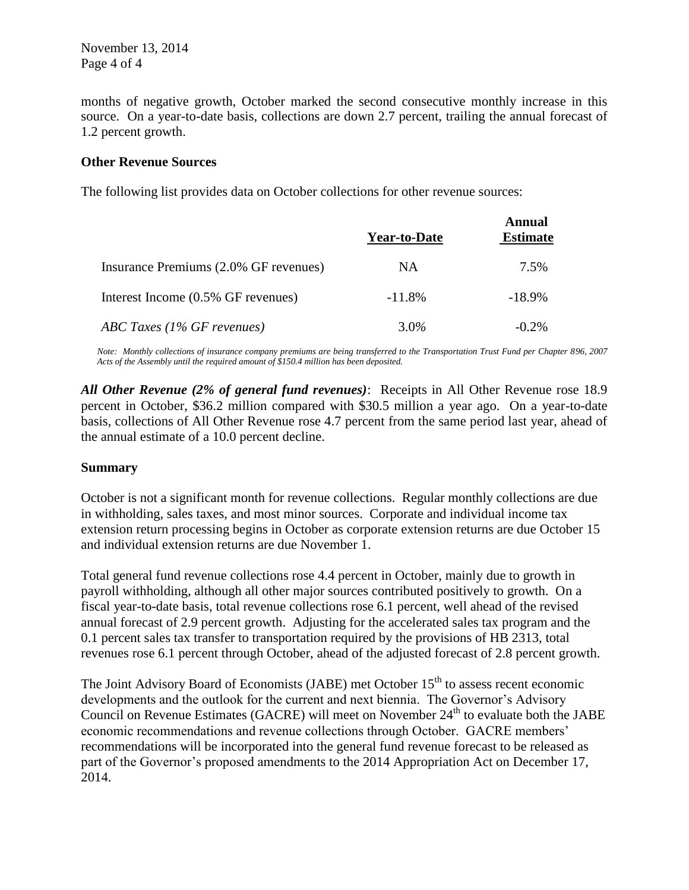months of negative growth, October marked the second consecutive monthly increase in this source. On a year-to-date basis, collections are down 2.7 percent, trailing the annual forecast of 1.2 percent growth.

**Other Revenue Sources**

The following list provides data on October collections for other revenue sources:

| | **Year-to-Date** | **Annual Estimate** |
|---|---|---|
| Insurance Premiums (2.0% GF revenues) | NA | 7.5% |
| Interest Income (0.5% GF revenues) | -11.8% | -18.9% |
| *ABC Taxes (1% GF revenues)* | *3.0%* | -0.2% |

*Note: Monthly collections of insurance company premiums are being transferred to the Transportation Trust Fund per Chapter 896, 2007 Acts of the Assembly until the required amount of $150.4 million has been deposited.*

***All Other Revenue (2% of general fund revenues)***: Receipts in All Other Revenue rose 18.9 percent in October, $36.2 million compared with $30.5 million a year ago. On a year-to-date basis, collections of All Other Revenue rose 4.7 percent from the same period last year, ahead of the annual estimate of a 10.0 percent decline.

**Summary**

October is not a significant month for revenue collections. Regular monthly collections are due in withholding, sales taxes, and most minor sources. Corporate and individual income tax extension return processing begins in October as corporate extension returns are due October 15 and individual extension returns are due November 1.

Total general fund revenue collections rose 4.4 percent in October, mainly due to growth in payroll withholding, although all other major sources contributed positively to growth. On a fiscal year-to-date basis, total revenue collections rose 6.1 percent, well ahead of the revised annual forecast of 2.9 percent growth. Adjusting for the accelerated sales tax program and the 0.1 percent sales tax transfer to transportation required by the provisions of HB 2313, total revenues rose 6.1 percent through October, ahead of the adjusted forecast of 2.8 percent growth.

The Joint Advisory Board of Economists (JABE) met October 15th to assess recent economic developments and the outlook for the current and next biennia. The Governor's Advisory Council on Revenue Estimates (GACRE) will meet on November 24th to evaluate both the JABE economic recommendations and revenue collections through October. GACRE members' recommendations will be incorporated into the general fund revenue forecast to be released as part of the Governor's proposed amendments to the 2014 Appropriation Act on December 17, 2014.